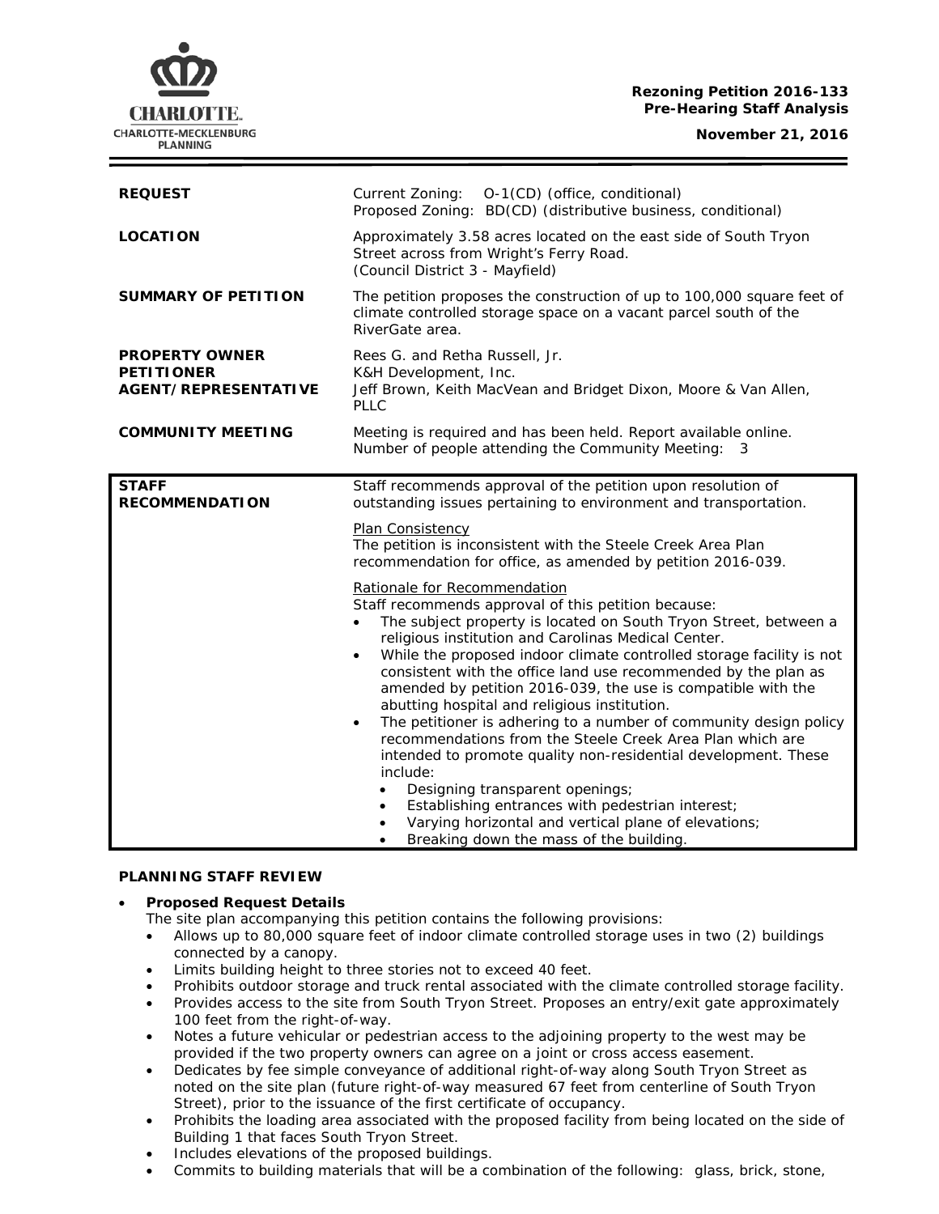**Rezoning Petition 2016-133**
**Pre-Hearing Staff Analysis**

**November 21, 2016**

| | |
|---|---|
| **REQUEST** | Current Zoning: O-1(CD) (office, conditional)<br>Proposed Zoning: BD(CD) (distributive business, conditional) |
| **LOCATION** | Approximately 3.58 acres located on the east side of South Tryon Street across from Wright's Ferry Road.<br>(Council District 3 - Mayfield) |
| **SUMMARY OF PETITION** | The petition proposes the construction of up to 100,000 square feet of climate controlled storage space on a vacant parcel south of the RiverGate area. |
| **PROPERTY OWNER**<br>**PETITIONER**<br>**AGENT/REPRESENTATIVE** | Rees G. and Retha Russell, Jr.<br>K&H Development, Inc.<br>Jeff Brown, Keith MacVean and Bridget Dixon, Moore & Van Allen, PLLC |
| **COMMUNITY MEETING** | Meeting is required and has been held. Report available online.<br>Number of people attending the Community Meeting: 3 |

| | |
|---|---|
| **STAFF RECOMMENDATION** | Staff recommends approval of the petition upon resolution of outstanding issues pertaining to environment and transportation.<br><br>Plan Consistency<br>The petition is inconsistent with the Steele Creek Area Plan recommendation for office, as amended by petition 2016-039.<br><br>Rationale for Recommendation<br>Staff recommends approval of this petition because:<br>• The subject property is located on South Tryon Street, between a religious institution and Carolinas Medical Center.<br>• While the proposed indoor climate controlled storage facility is not consistent with the office land use recommended by the plan as amended by petition 2016-039, the use is compatible with the abutting hospital and religious institution.<br>• The petitioner is adhering to a number of community design policy recommendations from the Steele Creek Area Plan which are intended to promote quality non-residential development. These include:<br>  • Designing transparent openings;<br>  • Establishing entrances with pedestrian interest;<br>  • Varying horizontal and vertical plane of elevations;<br>  • Breaking down the mass of the building. |

**PLANNING STAFF REVIEW**

- **Proposed Request Details**
  The site plan accompanying this petition contains the following provisions:
  - Allows up to 80,000 square feet of indoor climate controlled storage uses in two (2) buildings connected by a canopy.
  - Limits building height to three stories not to exceed 40 feet.
  - Prohibits outdoor storage and truck rental associated with the climate controlled storage facility.
  - Provides access to the site from South Tryon Street. Proposes an entry/exit gate approximately 100 feet from the right-of-way.
  - Notes a future vehicular or pedestrian access to the adjoining property to the west may be provided if the two property owners can agree on a joint or cross access easement.
  - Dedicates by fee simple conveyance of additional right-of-way along South Tryon Street as noted on the site plan (future right-of-way measured 67 feet from centerline of South Tryon Street), prior to the issuance of the first certificate of occupancy.
  - Prohibits the loading area associated with the proposed facility from being located on the side of Building 1 that faces South Tryon Street.
  - Includes elevations of the proposed buildings.
  - Commits to building materials that will be a combination of the following: glass, brick, stone,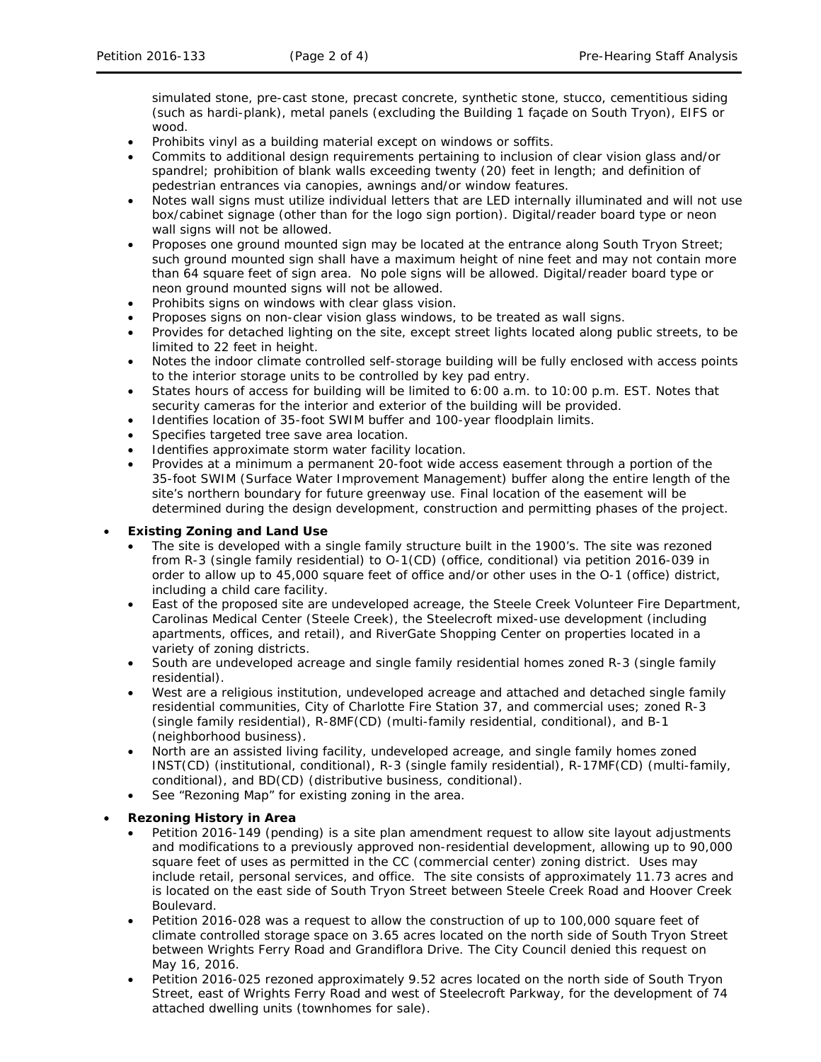simulated stone, pre-cast stone, precast concrete, synthetic stone, stucco, cementitious siding (such as hardi-plank), metal panels (excluding the Building 1 façade on South Tryon), EIFS or wood.

- Prohibits vinyl as a building material except on windows or soffits.
- Commits to additional design requirements pertaining to inclusion of clear vision glass and/or spandrel; prohibition of blank walls exceeding twenty (20) feet in length; and definition of pedestrian entrances via canopies, awnings and/or window features.
- Notes wall signs must utilize individual letters that are LED internally illuminated and will not use box/cabinet signage (other than for the logo sign portion). Digital/reader board type or neon wall signs will not be allowed.
- Proposes one ground mounted sign may be located at the entrance along South Tryon Street; such ground mounted sign shall have a maximum height of nine feet and may not contain more than 64 square feet of sign area. No pole signs will be allowed. Digital/reader board type or neon ground mounted signs will not be allowed.
- Prohibits signs on windows with clear glass vision.
- Proposes signs on non-clear vision glass windows, to be treated as wall signs.
- Provides for detached lighting on the site, except street lights located along public streets, to be limited to 22 feet in height.
- Notes the indoor climate controlled self-storage building will be fully enclosed with access points to the interior storage units to be controlled by key pad entry.
- States hours of access for building will be limited to 6:00 a.m. to 10:00 p.m. EST. Notes that security cameras for the interior and exterior of the building will be provided.
- Identifies location of 35-foot SWIM buffer and 100-year floodplain limits.
- Specifies targeted tree save area location.
- Identifies approximate storm water facility location.
- Provides at a minimum a permanent 20-foot wide access easement through a portion of the 35-foot SWIM (Surface Water Improvement Management) buffer along the entire length of the site's northern boundary for future greenway use. Final location of the easement will be determined during the design development, construction and permitting phases of the project.

- **Existing Zoning and Land Use**
  - The site is developed with a single family structure built in the 1900's. The site was rezoned from R-3 (single family residential) to O-1(CD) (office, conditional) via petition 2016-039 in order to allow up to 45,000 square feet of office and/or other uses in the O-1 (office) district, including a child care facility.
  - East of the proposed site are undeveloped acreage, the Steele Creek Volunteer Fire Department, Carolinas Medical Center (Steele Creek), the Steelecroft mixed-use development (including apartments, offices, and retail), and RiverGate Shopping Center on properties located in a variety of zoning districts.
  - South are undeveloped acreage and single family residential homes zoned R-3 (single family residential).
  - West are a religious institution, undeveloped acreage and attached and detached single family residential communities, City of Charlotte Fire Station 37, and commercial uses; zoned R-3 (single family residential), R-8MF(CD) (multi-family residential, conditional), and B-1 (neighborhood business).
  - North are an assisted living facility, undeveloped acreage, and single family homes zoned INST(CD) (institutional, conditional), R-3 (single family residential), R-17MF(CD) (multi-family, conditional), and BD(CD) (distributive business, conditional).
  - See "Rezoning Map" for existing zoning in the area.

- **Rezoning History in Area**
  - Petition 2016-149 (pending) is a site plan amendment request to allow site layout adjustments and modifications to a previously approved non-residential development, allowing up to 90,000 square feet of uses as permitted in the CC (commercial center) zoning district. Uses may include retail, personal services, and office. The site consists of approximately 11.73 acres and is located on the east side of South Tryon Street between Steele Creek Road and Hoover Creek Boulevard.
  - Petition 2016-028 was a request to allow the construction of up to 100,000 square feet of climate controlled storage space on 3.65 acres located on the north side of South Tryon Street between Wrights Ferry Road and Grandiflora Drive. The City Council denied this request on May 16, 2016.
  - Petition 2016-025 rezoned approximately 9.52 acres located on the north side of South Tryon Street, east of Wrights Ferry Road and west of Steelecroft Parkway, for the development of 74 attached dwelling units (townhomes for sale).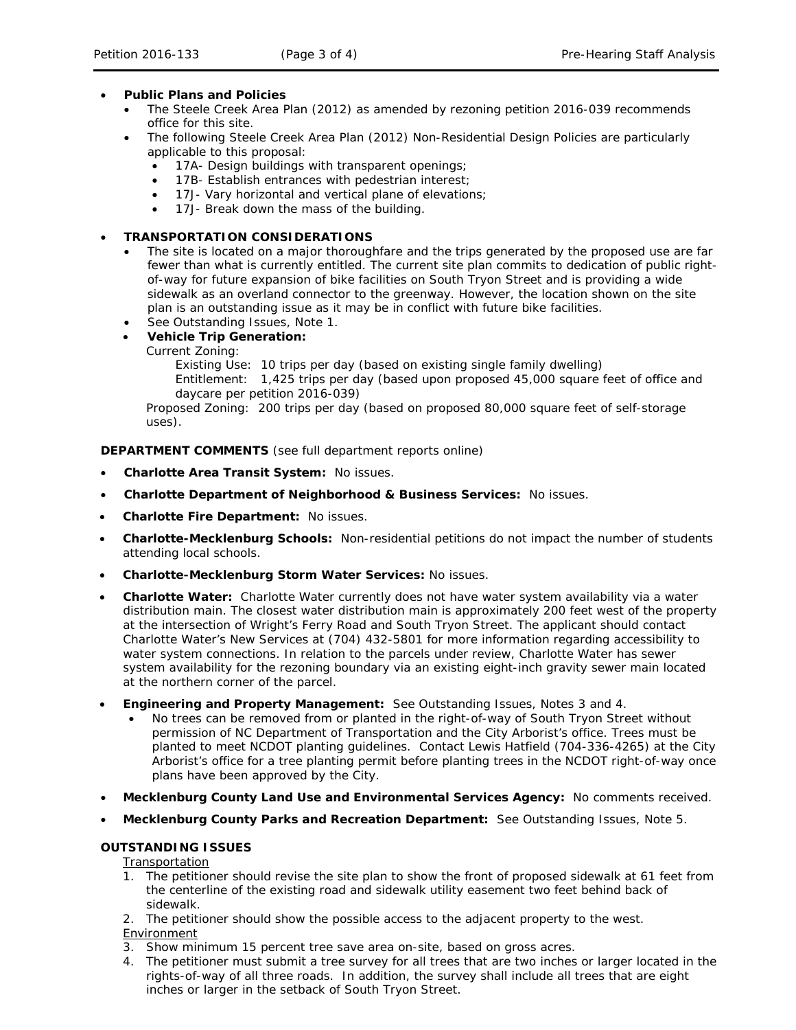- **Public Plans and Policies**
  - The Steele Creek Area Plan (2012) as amended by rezoning petition 2016-039 recommends office for this site.
  - The following Steele Creek Area Plan (2012) Non-Residential Design Policies are particularly applicable to this proposal:
    - 17A- Design buildings with transparent openings;
    - 17B- Establish entrances with pedestrian interest;
    - 17J- Vary horizontal and vertical plane of elevations;
    - 17J- Break down the mass of the building.

- **TRANSPORTATION CONSIDERATIONS**
  - The site is located on a major thoroughfare and the trips generated by the proposed use are far fewer than what is currently entitled. The current site plan commits to dedication of public right-of-way for future expansion of bike facilities on South Tryon Street and is providing a wide sidewalk as an overland connector to the greenway. However, the location shown on the site plan is an outstanding issue as it may be in conflict with future bike facilities.
  - See Outstanding Issues, Note 1.
  - **Vehicle Trip Generation:**

    Current Zoning:

    Existing Use: 10 trips per day (based on existing single family dwelling)

    Entitlement: 1,425 trips per day (based upon proposed 45,000 square feet of office and daycare per petition 2016-039)

    Proposed Zoning: 200 trips per day (based on proposed 80,000 square feet of self-storage uses).

**DEPARTMENT COMMENTS** (see full department reports online)

- **Charlotte Area Transit System:** No issues.
- **Charlotte Department of Neighborhood & Business Services:** No issues.
- **Charlotte Fire Department:** No issues.
- **Charlotte-Mecklenburg Schools:** Non-residential petitions do not impact the number of students attending local schools.
- **Charlotte-Mecklenburg Storm Water Services:** No issues.
- **Charlotte Water:** Charlotte Water currently does not have water system availability via a water distribution main. The closest water distribution main is approximately 200 feet west of the property at the intersection of Wright's Ferry Road and South Tryon Street. The applicant should contact Charlotte Water's New Services at (704) 432-5801 for more information regarding accessibility to water system connections. In relation to the parcels under review, Charlotte Water has sewer system availability for the rezoning boundary via an existing eight-inch gravity sewer main located at the northern corner of the parcel.
- **Engineering and Property Management:** See Outstanding Issues, Notes 3 and 4.
  - No trees can be removed from or planted in the right-of-way of South Tryon Street without permission of NC Department of Transportation and the City Arborist's office. Trees must be planted to meet NCDOT planting guidelines. Contact Lewis Hatfield (704-336-4265) at the City Arborist's office for a tree planting permit before planting trees in the NCDOT right-of-way once plans have been approved by the City.
- **Mecklenburg County Land Use and Environmental Services Agency:** No comments received.
- **Mecklenburg County Parks and Recreation Department:** See Outstanding Issues, Note 5.

**OUTSTANDING ISSUES**

Transportation

1. The petitioner should revise the site plan to show the front of proposed sidewalk at 61 feet from the centerline of the existing road and sidewalk utility easement two feet behind back of sidewalk.
2. The petitioner should show the possible access to the adjacent property to the west.

Environment

3. Show minimum 15 percent tree save area on-site, based on gross acres.
4. The petitioner must submit a tree survey for all trees that are two inches or larger located in the rights-of-way of all three roads. In addition, the survey shall include all trees that are eight inches or larger in the setback of South Tryon Street.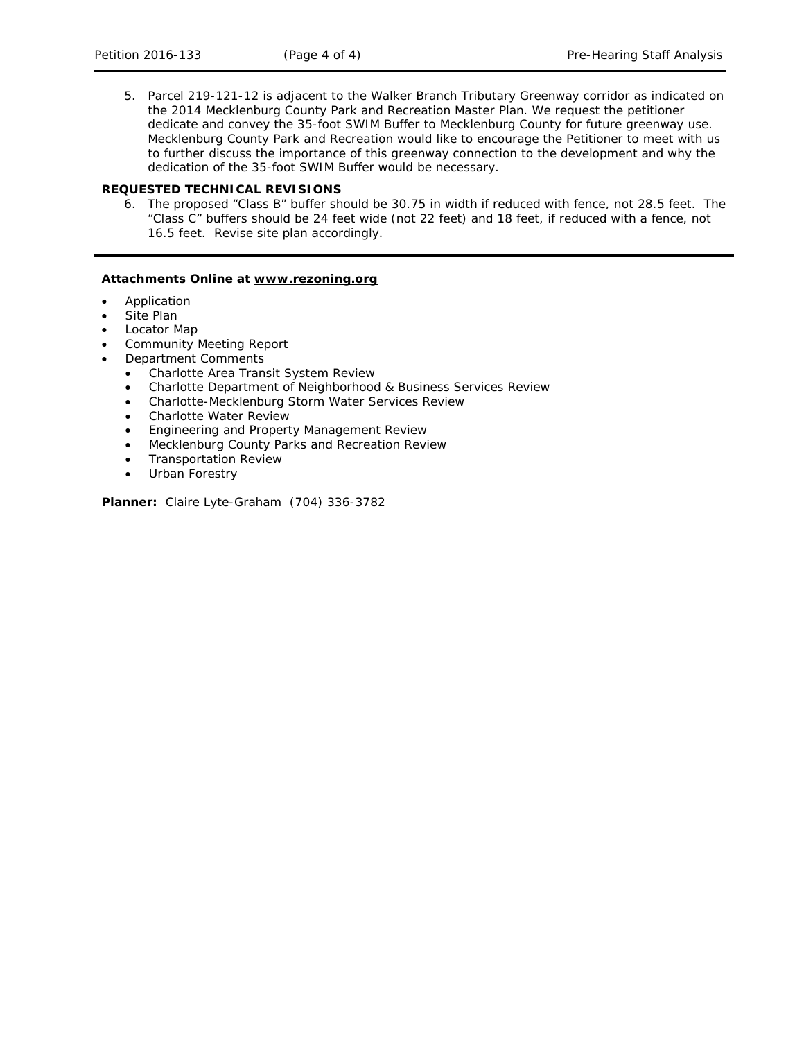5. Parcel 219-121-12 is adjacent to the Walker Branch Tributary Greenway corridor as indicated on the 2014 Mecklenburg County Park and Recreation Master Plan. We request the petitioner dedicate and convey the 35-foot SWIM Buffer to Mecklenburg County for future greenway use. Mecklenburg County Park and Recreation would like to encourage the Petitioner to meet with us to further discuss the importance of this greenway connection to the development and why the dedication of the 35-foot SWIM Buffer would be necessary.

**REQUESTED TECHNICAL REVISIONS**

6. The proposed "Class B" buffer should be 30.75 in width if reduced with fence, not 28.5 feet. The "Class C" buffers should be 24 feet wide (not 22 feet) and 18 feet, if reduced with a fence, not 16.5 feet. Revise site plan accordingly.

---

**Attachments Online at www.rezoning.org**

- Application
- Site Plan
- Locator Map
- Community Meeting Report
- Department Comments
  - Charlotte Area Transit System Review
  - Charlotte Department of Neighborhood & Business Services Review
  - Charlotte-Mecklenburg Storm Water Services Review
  - Charlotte Water Review
  - Engineering and Property Management Review
  - Mecklenburg County Parks and Recreation Review
  - Transportation Review
  - Urban Forestry

**Planner:** Claire Lyte-Graham (704) 336-3782